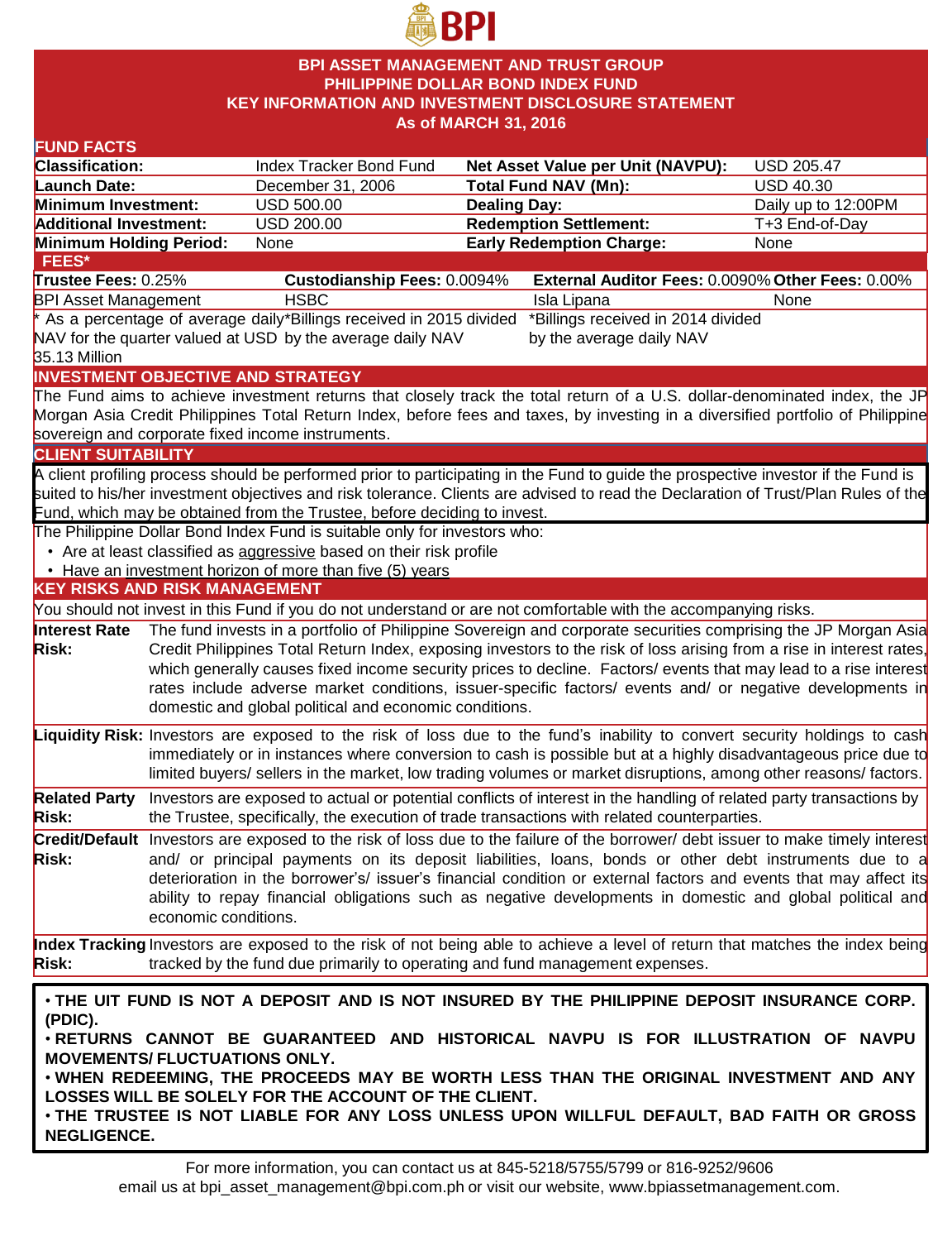BPI

# BPI ASSET MANAGEMENT AND TRUST GROUP
# PHILIPPINE DOLLAR BOND INDEX FUND
# KEY INFORMATION AND INVESTMENT DISCLOSURE STATEMENT
# As of MARCH 31, 2016

## FUND FACTS

| | | | |
|---|---|---|---|
| **Classification:** | Index Tracker Bond Fund | **Net Asset Value per Unit (NAVPU):** | USD 205.47 |
| **Launch Date:** | December 31, 2006 | **Total Fund NAV (Mn):** | USD 40.30 |
| **Minimum Investment:** | USD 500.00 | **Dealing Day:** | Daily up to 12:00PM |
| **Additional Investment:** | USD 200.00 | **Redemption Settlement:** | T+3 End-of-Day |
| **Minimum Holding Period:** | None | **Early Redemption Charge:** | None |

## FEES*

| **Trustee Fees:** 0.25% | **Custodianship Fees:** 0.0094% | **External Auditor Fees:** 0.0090% | **Other Fees:** 0.00% |
|---|---|---|---|
| BPI Asset Management | HSBC | Isla Lipana | None |
| * As a percentage of average daily NAV for the quarter valued at USD 35.13 Million | *Billings received in 2015 divided by the average daily NAV | *Billings received in 2014 divided by the average daily NAV | |

## INVESTMENT OBJECTIVE AND STRATEGY

The Fund aims to achieve investment returns that closely track the total return of a U.S. dollar-denominated index, the JP Morgan Asia Credit Philippines Total Return Index, before fees and taxes, by investing in a diversified portfolio of Philippine sovereign and corporate fixed income instruments.

## CLIENT SUITABILITY

A client profiling process should be performed prior to participating in the Fund to guide the prospective investor if the Fund is suited to his/her investment objectives and risk tolerance. Clients are advised to read the Declaration of Trust/Plan Rules of the Fund, which may be obtained from the Trustee, before deciding to invest.

The Philippine Dollar Bond Index Fund is suitable only for investors who:

- Are at least classified as aggressive based on their risk profile
- Have an investment horizon of more than five (5) years

## KEY RISKS AND RISK MANAGEMENT

You should not invest in this Fund if you do not understand or are not comfortable with the accompanying risks.

**Interest Rate Risk:** The fund invests in a portfolio of Philippine Sovereign and corporate securities comprising the JP Morgan Asia Credit Philippines Total Return Index, exposing investors to the risk of loss arising from a rise in interest rates, which generally causes fixed income security prices to decline. Factors/ events that may lead to a rise interest rates include adverse market conditions, issuer-specific factors/ events and/ or negative developments in domestic and global political and economic conditions.

**Liquidity Risk:** Investors are exposed to the risk of loss due to the fund's inability to convert security holdings to cash immediately or in instances where conversion to cash is possible but at a highly disadvantageous price due to limited buyers/ sellers in the market, low trading volumes or market disruptions, among other reasons/ factors.

**Related Party Risk:** Investors are exposed to actual or potential conflicts of interest in the handling of related party transactions by the Trustee, specifically, the execution of trade transactions with related counterparties.

**Credit/Default Risk:** Investors are exposed to the risk of loss due to the failure of the borrower/ debt issuer to make timely interest and/ or principal payments on its deposit liabilities, loans, bonds or other debt instruments due to a deterioration in the borrower's/ issuer's financial condition or external factors and events that may affect its ability to repay financial obligations such as negative developments in domestic and global political and economic conditions.

**Index Tracking Risk:** Investors are exposed to the risk of not being able to achieve a level of return that matches the index being tracked by the fund due primarily to operating and fund management expenses.

- **THE UIT FUND IS NOT A DEPOSIT AND IS NOT INSURED BY THE PHILIPPINE DEPOSIT INSURANCE CORP. (PDIC).**
- **RETURNS CANNOT BE GUARANTEED AND HISTORICAL NAVPU IS FOR ILLUSTRATION OF NAVPU MOVEMENTS/ FLUCTUATIONS ONLY.**
- **WHEN REDEEMING, THE PROCEEDS MAY BE WORTH LESS THAN THE ORIGINAL INVESTMENT AND ANY LOSSES WILL BE SOLELY FOR THE ACCOUNT OF THE CLIENT.**
- **THE TRUSTEE IS NOT LIABLE FOR ANY LOSS UNLESS UPON WILLFUL DEFAULT, BAD FAITH OR GROSS NEGLIGENCE.**

For more information, you can contact us at 845-5218/5755/5799 or 816-9252/9606
email us at bpi_asset_management@bpi.com.ph or visit our website, www.bpiassetmanagement.com.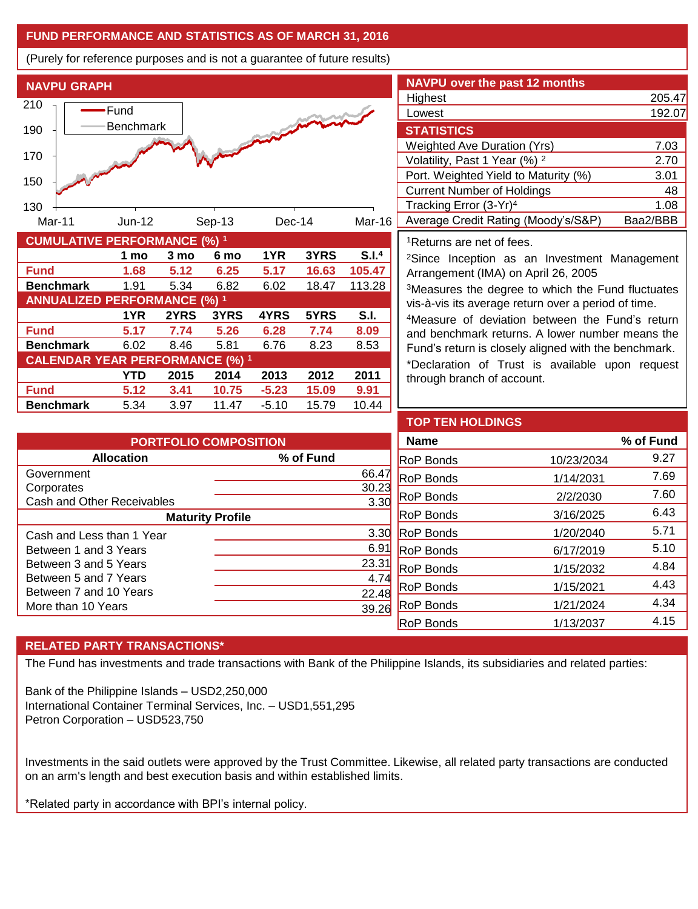## FUND PERFORMANCE AND STATISTICS AS OF MARCH 31, 2016

(Purely for reference purposes and is not a guarantee of future results)

### NAVPU GRAPH

Fund / Benchmark

210, 190, 170, 150, 130

Mar-11, Jun-12, Sep-13, Dec-14, Mar-16

### NAVPU over the past 12 months

| | |
|---|---|
| Highest | 205.47 |
| Lowest | 192.07 |

### STATISTICS

| | |
|---|---|
| Weighted Ave Duration (Yrs) | 7.03 |
| Volatility, Past 1 Year (%) [2] | 2.70 |
| Port. Weighted Yield to Maturity (%) | 3.01 |
| Current Number of Holdings | 48 |
| Tracking Error (3-Yr)[4] | 1.08 |
| Average Credit Rating (Moody's/S&P) | Baa2/BBB |

### CUMULATIVE PERFORMANCE (%) [1]

| | 1 mo | 3 mo | 6 mo | 1YR | 3YRS | S.I.[4] |
|---|---|---|---|---|---|---|
| **Fund** | **1.68** | **5.12** | **6.25** | **5.17** | **16.63** | **105.47** |
| **Benchmark** | 1.91 | 5.34 | 6.82 | 6.02 | 18.47 | 113.28 |

### ANNUALIZED PERFORMANCE (%) [1]

| | 1YR | 2YRS | 3YRS | 4YRS | 5YRS | S.I. |
|---|---|---|---|---|---|---|
| **Fund** | **5.17** | **7.74** | **5.26** | **6.28** | **7.74** | **8.09** |
| **Benchmark** | 6.02 | 8.46 | 5.81 | 6.76 | 8.23 | 8.53 |

### CALENDAR YEAR PERFORMANCE (%) [1]

| | YTD | 2015 | 2014 | 2013 | 2012 | 2011 |
|---|---|---|---|---|---|---|
| **Fund** | **5.12** | **3.41** | **10.75** | **-5.23** | **15.09** | **9.91** |
| **Benchmark** | 5.34 | 3.97 | 11.47 | -5.10 | 15.79 | 10.44 |

[1]Returns are net of fees.

[2]Since Inception as an Investment Management Arrangement (IMA) on April 26, 2005

[3]Measures the degree to which the Fund fluctuates vis-à-vis its average return over a period of time.

[4]Measure of deviation between the Fund's return and benchmark returns. A lower number means the Fund's return is closely aligned with the benchmark.

*Declaration of Trust is available upon request through branch of account.

### PORTFOLIO COMPOSITION

| Allocation | % of Fund |
|---|---|
| Government | 66.47 |
| Corporates | 30.23 |
| Cash and Other Receivables | 3.30 |
| **Maturity Profile** | |
| Cash and Less than 1 Year | 3.30 |
| Between 1 and 3 Years | 6.91 |
| Between 3 and 5 Years | 23.31 |
| Between 5 and 7 Years | 4.74 |
| Between 7 and 10 Years | 22.48 |
| More than 10 Years | 39.26 |

### TOP TEN HOLDINGS

| Name | | % of Fund |
|---|---|---|
| RoP Bonds | 10/23/2034 | 9.27 |
| RoP Bonds | 1/14/2031 | 7.69 |
| RoP Bonds | 2/2/2030 | 7.60 |
| RoP Bonds | 3/16/2025 | 6.43 |
| RoP Bonds | 1/20/2040 | 5.71 |
| RoP Bonds | 6/17/2019 | 5.10 |
| RoP Bonds | 1/15/2032 | 4.84 |
| RoP Bonds | 1/15/2021 | 4.43 |
| RoP Bonds | 1/21/2024 | 4.34 |
| RoP Bonds | 1/13/2037 | 4.15 |

### RELATED PARTY TRANSACTIONS*

The Fund has investments and trade transactions with Bank of the Philippine Islands, its subsidiaries and related parties:

Bank of the Philippine Islands – USD2,250,000
International Container Terminal Services, Inc. – USD1,551,295
Petron Corporation – USD523,750

Investments in the said outlets were approved by the Trust Committee. Likewise, all related party transactions are conducted on an arm's length and best execution basis and within established limits.

*Related party in accordance with BPI's internal policy.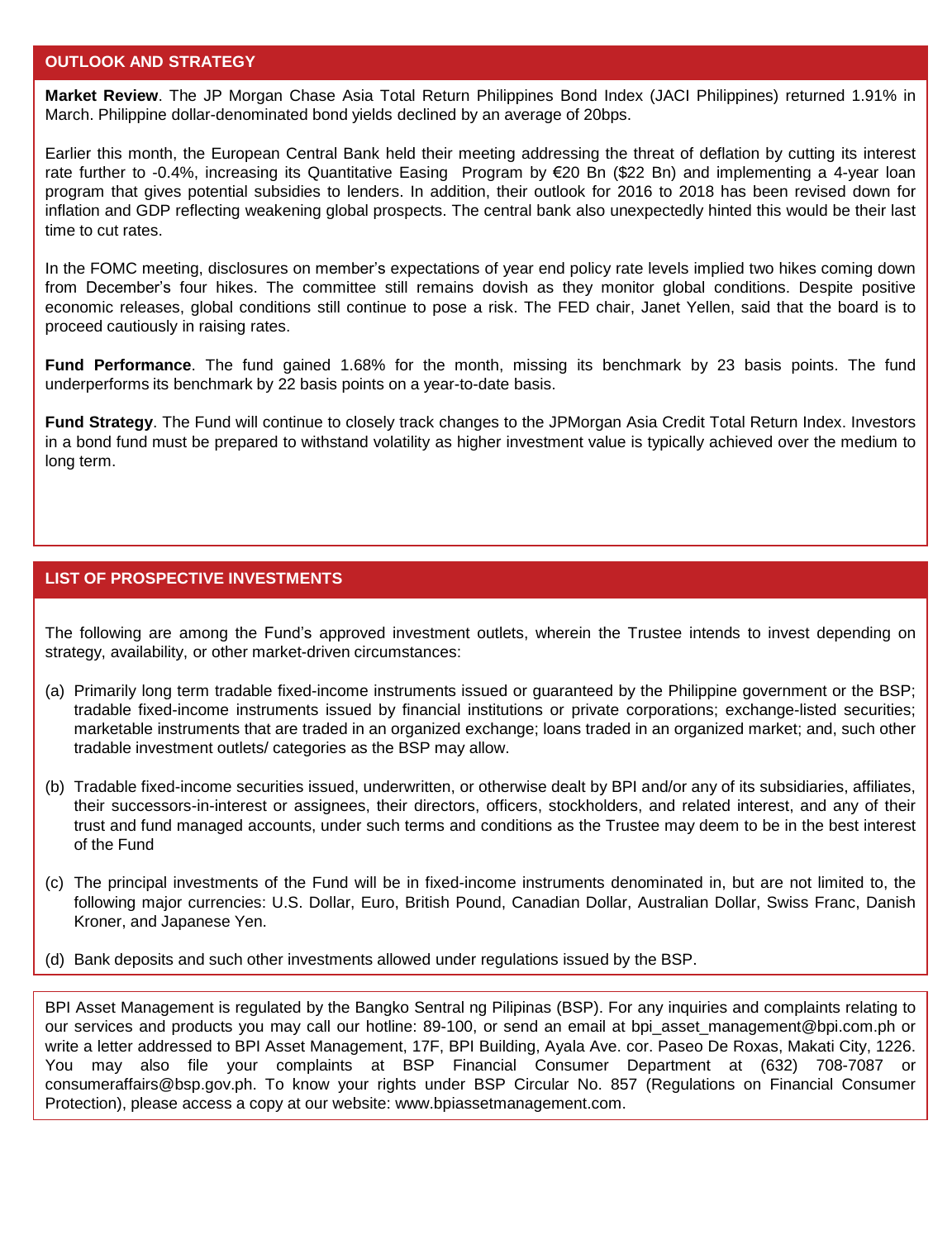## OUTLOOK AND STRATEGY

**Market Review**. The JP Morgan Chase Asia Total Return Philippines Bond Index (JACI Philippines) returned 1.91% in March. Philippine dollar-denominated bond yields declined by an average of 20bps.

Earlier this month, the European Central Bank held their meeting addressing the threat of deflation by cutting its interest rate further to -0.4%, increasing its Quantitative Easing Program by €20 Bn ($22 Bn) and implementing a 4-year loan program that gives potential subsidies to lenders. In addition, their outlook for 2016 to 2018 has been revised down for inflation and GDP reflecting weakening global prospects. The central bank also unexpectedly hinted this would be their last time to cut rates.

In the FOMC meeting, disclosures on member's expectations of year end policy rate levels implied two hikes coming down from December's four hikes. The committee still remains dovish as they monitor global conditions. Despite positive economic releases, global conditions still continue to pose a risk. The FED chair, Janet Yellen, said that the board is to proceed cautiously in raising rates.

**Fund Performance**. The fund gained 1.68% for the month, missing its benchmark by 23 basis points. The fund underperforms its benchmark by 22 basis points on a year-to-date basis.

**Fund Strategy**. The Fund will continue to closely track changes to the JPMorgan Asia Credit Total Return Index. Investors in a bond fund must be prepared to withstand volatility as higher investment value is typically achieved over the medium to long term.

## LIST OF PROSPECTIVE INVESTMENTS

The following are among the Fund's approved investment outlets, wherein the Trustee intends to invest depending on strategy, availability, or other market-driven circumstances:

(a) Primarily long term tradable fixed-income instruments issued or guaranteed by the Philippine government or the BSP; tradable fixed-income instruments issued by financial institutions or private corporations; exchange-listed securities; marketable instruments that are traded in an organized exchange; loans traded in an organized market; and, such other tradable investment outlets/ categories as the BSP may allow.

(b) Tradable fixed-income securities issued, underwritten, or otherwise dealt by BPI and/or any of its subsidiaries, affiliates, their successors-in-interest or assignees, their directors, officers, stockholders, and related interest, and any of their trust and fund managed accounts, under such terms and conditions as the Trustee may deem to be in the best interest of the Fund

(c) The principal investments of the Fund will be in fixed-income instruments denominated in, but are not limited to, the following major currencies: U.S. Dollar, Euro, British Pound, Canadian Dollar, Australian Dollar, Swiss Franc, Danish Kroner, and Japanese Yen.

(d) Bank deposits and such other investments allowed under regulations issued by the BSP.

BPI Asset Management is regulated by the Bangko Sentral ng Pilipinas (BSP). For any inquiries and complaints relating to our services and products you may call our hotline: 89-100, or send an email at bpi_asset_management@bpi.com.ph or write a letter addressed to BPI Asset Management, 17F, BPI Building, Ayala Ave. cor. Paseo De Roxas, Makati City, 1226. You may also file your complaints at BSP Financial Consumer Department at (632) 708-7087 or consumeraffairs@bsp.gov.ph. To know your rights under BSP Circular No. 857 (Regulations on Financial Consumer Protection), please access a copy at our website: www.bpiassetmanagement.com.